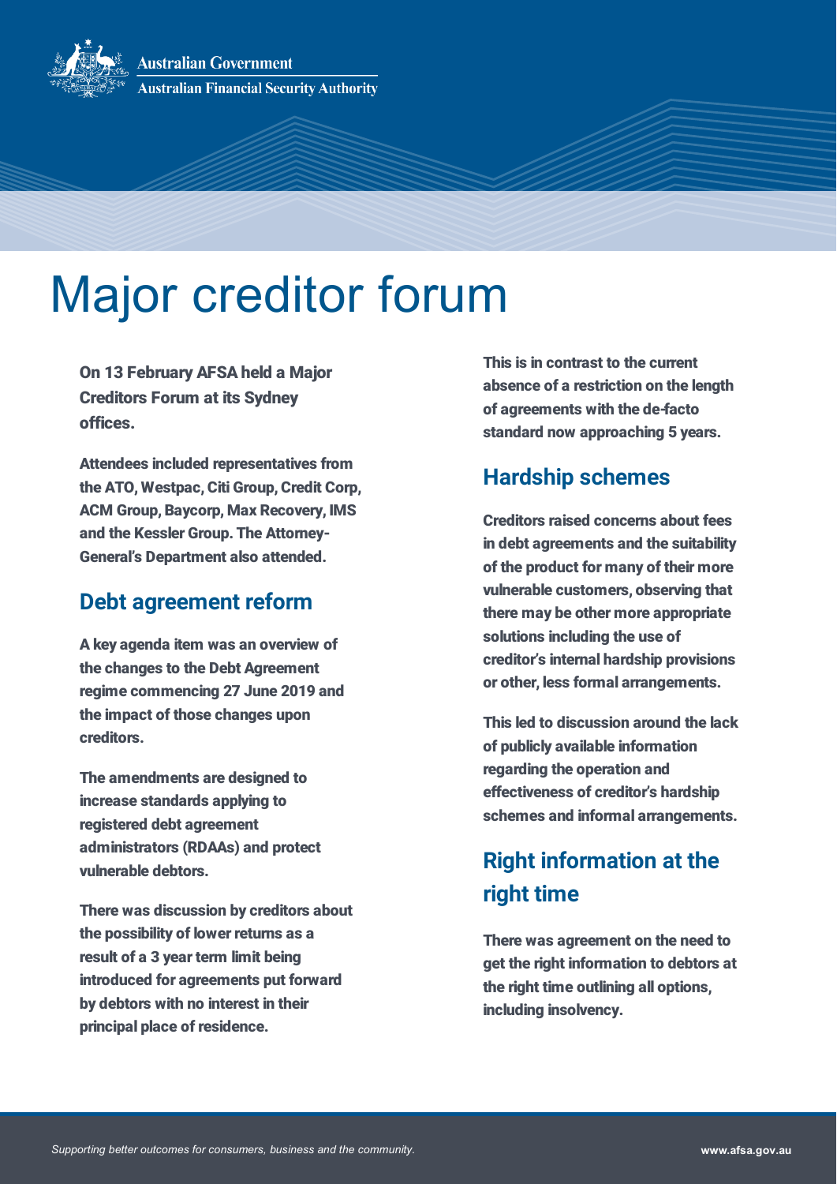Australian Government

Australian Financial Security Authority

# Major creditor forum

On 13 February AFSA held a Major Creditors Forum at its Sydney offices.

Attendees included representatives from the ATO, Westpac, Citi Group, Credit Corp, ACM Group, Baycorp, Max Recovery, IMS and the Kessler Group. The Attorney-General's Department also attended.

## Debt agreement reform

A key agenda item was an overview of the changes to the Debt Agreement regime commencing 27 June 2019 and the impact of those changes upon creditors.

The amendments are designed to increase standards applying to registered debt agreement administrators (RDAAs) and protect vulnerable debtors.

There was discussion by creditors about the possibility of lower returns as a result of a 3 year term limit being introduced for agreements put forward by debtors with no interest in their principal place of residence.

This is in contrast to the current absence of a restriction on the length of agreements with the de-facto standard now approaching 5 years.

## Hardship schemes

Creditors raised concerns about fees in debt agreements and the suitability of the product for many of their more vulnerable customers, observing that there may be other more appropriate solutions including the use of creditor's internal hardship provisions or other, less formal arrangements.

This led to discussion around the lack of publicly available information regarding the operation and effectiveness of creditor's hardship schemes and informal arrangements.

## Right information at the right time

There was agreement on the need to get the right information to debtors at the right time outlining all options, including insolvency.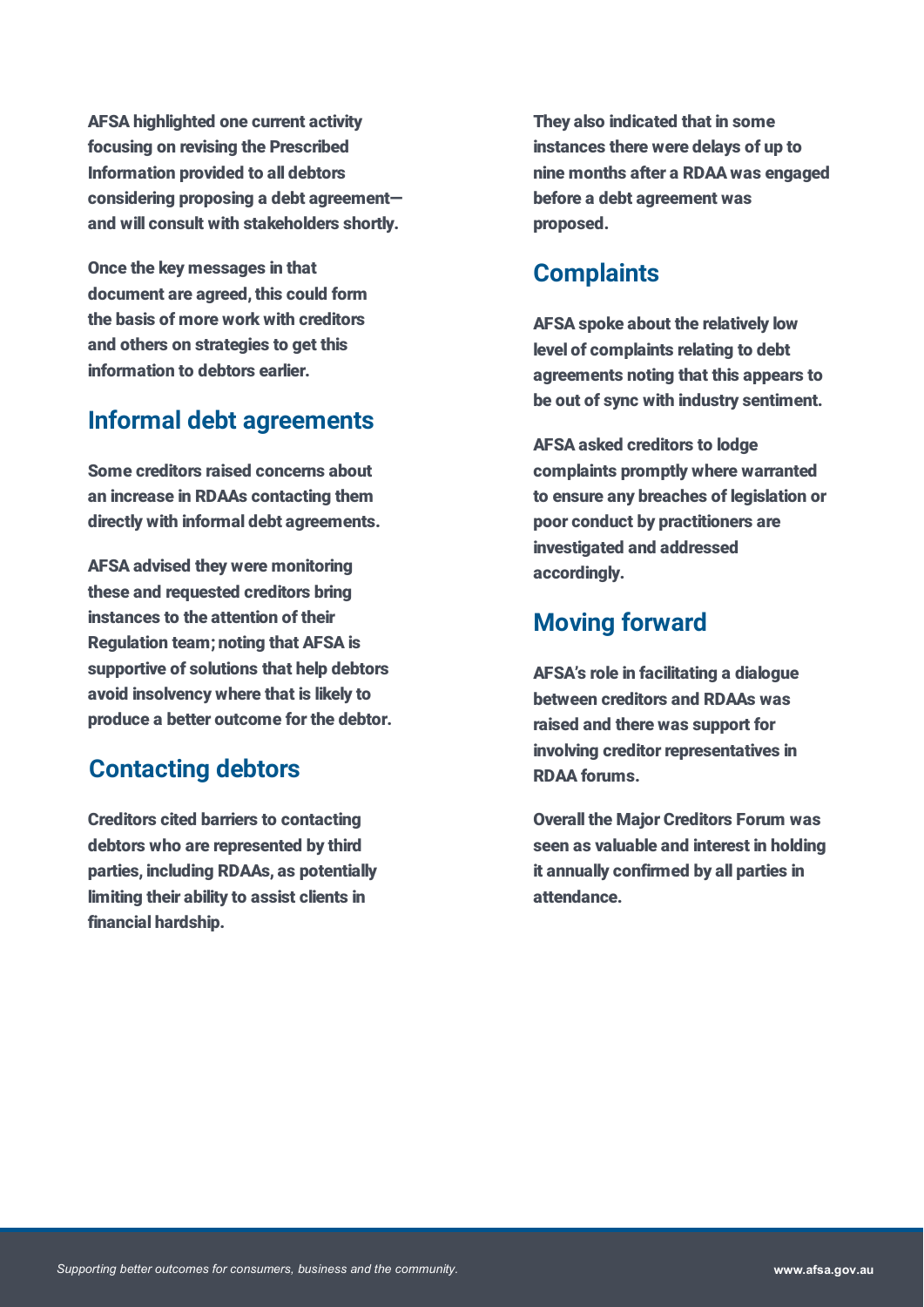AFSA highlighted one current activity focusing on revising the Prescribed Information provided to all debtors considering proposing a debt agreement—and will consult with stakeholders shortly.

Once the key messages in that document are agreed, this could form the basis of more work with creditors and others on strategies to get this information to debtors earlier.

## Informal debt agreements

Some creditors raised concerns about an increase in RDAAs contacting them directly with informal debt agreements.

AFSA advised they were monitoring these and requested creditors bring instances to the attention of their Regulation team; noting that AFSA is supportive of solutions that help debtors avoid insolvency where that is likely to produce a better outcome for the debtor.

## Contacting debtors

Creditors cited barriers to contacting debtors who are represented by third parties, including RDAAs, as potentially limiting their ability to assist clients in financial hardship.

They also indicated that in some instances there were delays of up to nine months after a RDAA was engaged before a debt agreement was proposed.

## Complaints

AFSA spoke about the relatively low level of complaints relating to debt agreements noting that this appears to be out of sync with industry sentiment.

AFSA asked creditors to lodge complaints promptly where warranted to ensure any breaches of legislation or poor conduct by practitioners are investigated and addressed accordingly.

## Moving forward

AFSA's role in facilitating a dialogue between creditors and RDAAs was raised and there was support for involving creditor representatives in RDAA forums.

Overall the Major Creditors Forum was seen as valuable and interest in holding it annually confirmed by all parties in attendance.